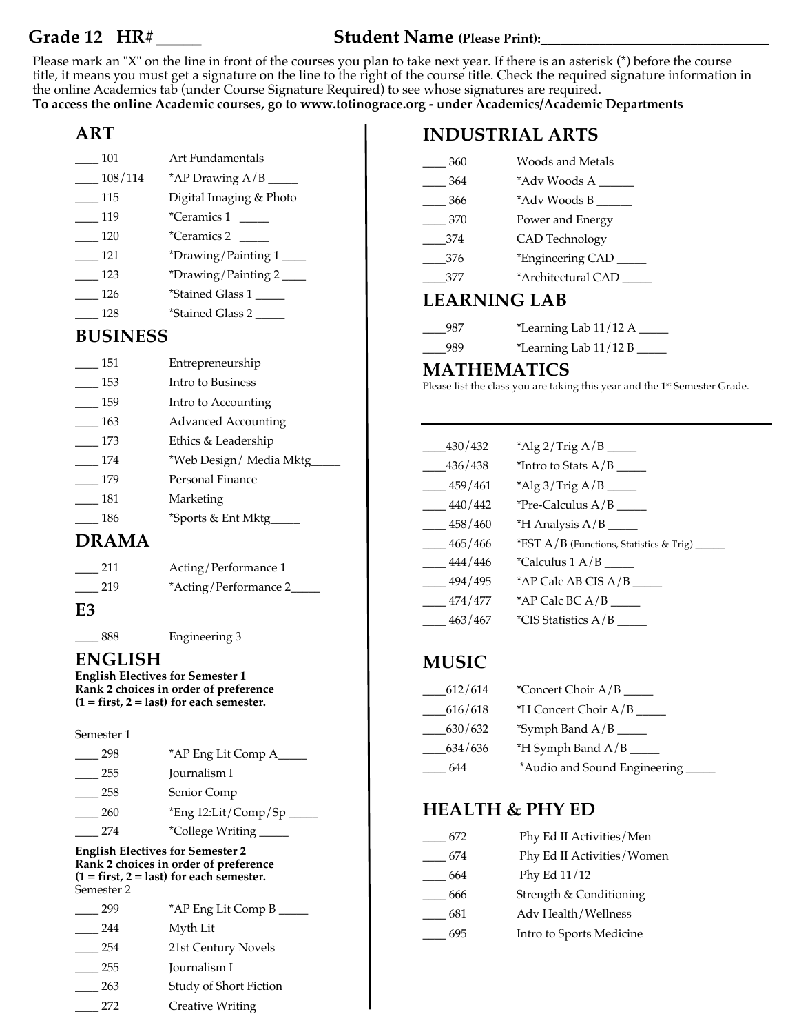**Grade 12 HR# _____** **Student Name (Please Print):_______________________________**

Please mark an "X" on the line in front of the courses you plan to take next year. If there is an asterisk (*) before the course title, it means you must get a signature on the line to the right of the course title. Check the required signature information in the online Academics tab (under Course Signature Required) to see whose signatures are required.
**To access the online Academic courses, go to www.totinograce.org - under Academics/Academic Departments**

## ART

- ____ 101 Art Fundamentals
- ____ 108/114 *AP Drawing A/B _____
- ____ 115 Digital Imaging & Photo
- ____ 119 *Ceramics 1 _____
- ____ 120 *Ceramics 2 _____
- ____ 121 *Drawing/Painting 1 ____
- ____ 123 *Drawing/Painting 2 ____
- ____ 126 *Stained Glass 1 _____
- ____ 128 *Stained Glass 2 _____

## BUSINESS

- ____ 151 Entrepreneurship
- ____ 153 Intro to Business
- ____ 159 Intro to Accounting
- ____ 163 Advanced Accounting
- ____ 173 Ethics & Leadership
- ____ 174 *Web Design/ Media Mktg_____
- ____ 179 Personal Finance
- ____ 181 Marketing
- ____ 186 *Sports & Ent Mktg_____

## DRAMA

- ____ 211 Acting/Performance 1
- ____ 219 *Acting/Performance 2_____

## E3

- ____ 888 Engineering 3

## ENGLISH

**English Electives for Semester 1**
**Rank 2 choices in order of preference**
**(1 = first, 2 = last) for each semester.**

Semester 1

- ____ 298 *AP Eng Lit Comp A_____
- ____ 255 Journalism I
- ____ 258 Senior Comp
- ____ 260 *Eng 12:Lit/Comp/Sp _____
- ____ 274 *College Writing _____

**English Electives for Semester 2**
**Rank 2 choices in order of preference**
**(1 = first, 2 = last) for each semester.**
Semester 2

- ____ 299 *AP Eng Lit Comp B _____
- ____ 244 Myth Lit
- ____ 254 21st Century Novels
- ____ 255 Journalism I
- ____ 263 Study of Short Fiction
- ____ 272 Creative Writing

## INDUSTRIAL ARTS

- ____ 360 Woods and Metals
- ____ 364 *Adv Woods A ______
- ____ 366 *Adv Woods B ______
- ____ 370 Power and Energy
- ____374 CAD Technology
- ____376 *Engineering CAD _____
- ____377 *Architectural CAD _____

## LEARNING LAB

- ____987 *Learning Lab 11/12 A _____
- ____989 *Learning Lab 11/12 B _____

## MATHEMATICS

Please list the class you are taking this year and the 1st Semester Grade.

_______________________________________________

- ____430/432 *Alg 2/Trig A/B _____
- ____436/438 *Intro to Stats A/B _____
- ____ 459/461 *Alg 3/Trig A/B _____
- ____ 440/442 *Pre-Calculus A/B _____
- ____ 458/460 *H Analysis A/B _____
- ____ 465/466 *FST A/B (Functions, Statistics & Trig) _____
- ____ 444/446 *Calculus 1 A/B _____
- ____ 494/495 *AP Calc AB CIS A/B _____
- ____ 474/477 *AP Calc BC A/B _____
- ____ 463/467 *CIS Statistics A/B _____

## MUSIC

- ____612/614 *Concert Choir A/B _____
- ____616/618 *H Concert Choir A/B _____
- ____630/632 *Symph Band A/B _____
- ____634/636 *H Symph Band A/B _____
- ____ 644 *Audio and Sound Engineering _____

## HEALTH & PHY ED

- ____ 672 Phy Ed II Activities/Men
- ____ 674 Phy Ed II Activities/Women
- ____ 664 Phy Ed 11/12
- ____ 666 Strength & Conditioning
- ____ 681 Adv Health/Wellness
- ____ 695 Intro to Sports Medicine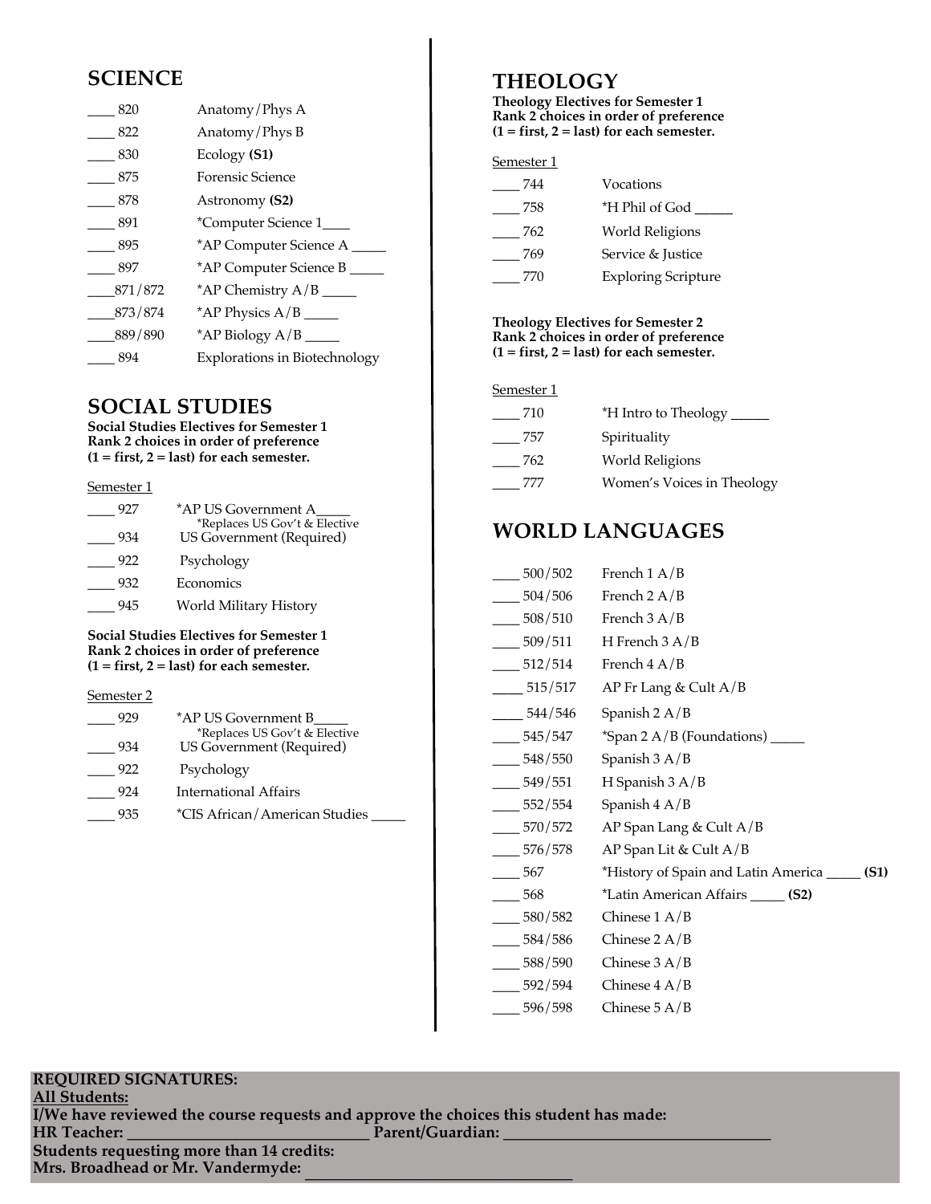## SCIENCE

____ 820 Anatomy/Phys A
____ 822 Anatomy/Phys B
____ 830 Ecology **(S1)**
____ 875 Forensic Science
____ 878 Astronomy **(S2)**
____ 891 *Computer Science 1____
____ 895 *AP Computer Science A _____
____ 897 *AP Computer Science B _____
____871/872 *AP Chemistry A/B _____
____873/874 *AP Physics A/B _____
____889/890 *AP Biology A/B _____
____ 894 Explorations in Biotechnology

## SOCIAL STUDIES

**Social Studies Electives for Semester 1**
**Rank 2 choices in order of preference**
**(1 = first, 2 = last) for each semester.**

Semester 1

____ 927 *AP US Government A_____
*Replaces US Gov't & Elective
____ 934 US Government (Required)
____ 922 Psychology
____ 932 Economics
____ 945 World Military History

**Social Studies Electives for Semester 1**
**Rank 2 choices in order of preference**
**(1 = first, 2 = last) for each semester.**

Semester 2

____ 929 *AP US Government B_____
*Replaces US Gov't & Elective
____ 934 US Government (Required)
____ 922 Psychology
____ 924 International Affairs
____ 935 *CIS African/American Studies _____

## THEOLOGY

**Theology Electives for Semester 1**
**Rank 2 choices in order of preference**
**(1 = first, 2 = last) for each semester.**

Semester 1

____ 744 Vocations
____ 758 *H Phil of God _____
____ 762 World Religions
____ 769 Service & Justice
____ 770 Exploring Scripture

**Theology Electives for Semester 2**
**Rank 2 choices in order of preference**
**(1 = first, 2 = last) for each semester.**

Semester 1

____ 710 *H Intro to Theology _____
____ 757 Spirituality
____ 762 World Religions
____ 777 Women's Voices in Theology

## WORLD LANGUAGES

____ 500/502 French 1 A/B
____ 504/506 French 2 A/B
____ 508/510 French 3 A/B
____ 509/511 H French 3 A/B
____ 512/514 French 4 A/B
_____ 515/517 AP Fr Lang & Cult A/B
_____ 544/546 Spanish 2 A/B
____ 545/547 *Span 2 A/B (Foundations) _____
____ 548/550 Spanish 3 A/B
____ 549/551 H Spanish 3 A/B
____ 552/554 Spanish 4 A/B
____ 570/572 AP Span Lang & Cult A/B
____ 576/578 AP Span Lit & Cult A/B
____ 567 *History of Spain and Latin America _____ **(S1)**
____ 568 *Latin American Affairs _____ **(S2)**
____ 580/582 Chinese 1 A/B
____ 584/586 Chinese 2 A/B
____ 588/590 Chinese 3 A/B
____ 592/594 Chinese 4 A/B
____ 596/598 Chinese 5 A/B

**REQUIRED SIGNATURES:**
**All Students:**
**I/We have reviewed the course requests and approve the choices this student has made:**
**HR Teacher: _______________________________ Parent/Guardian: ___________________________________**
**Students requesting more than 14 credits:**
**Mrs. Broadhead or Mr. Vandermyde: ___________________________________**